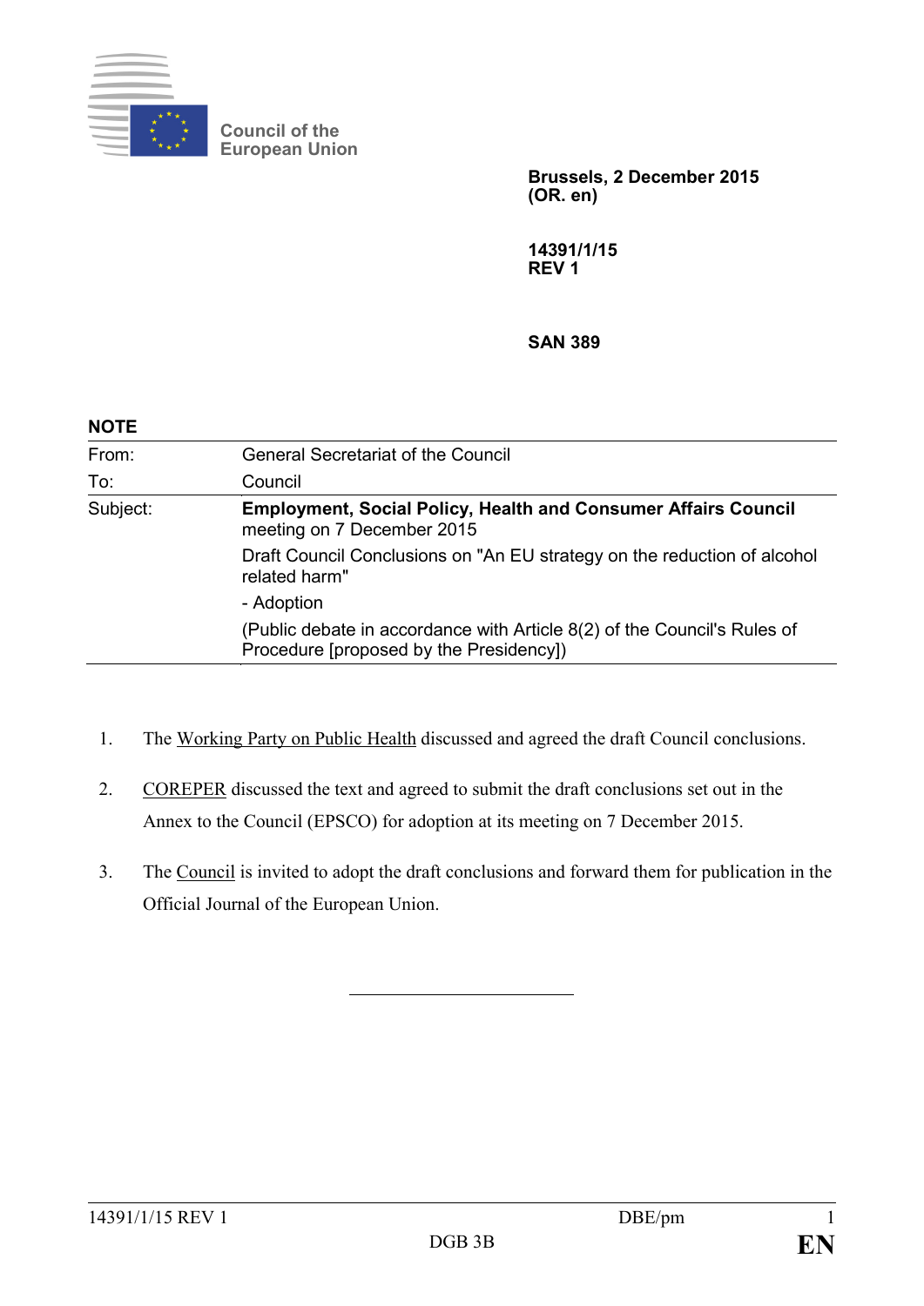Council of the European Union

**Brussels, 2 December 2015**
**(OR. en)**

**14391/1/15**
**REV 1**

**SAN 389**

**NOTE**

| | |
|---|---|
| From: | General Secretariat of the Council |
| To: | Council |
| Subject: | **Employment, Social Policy, Health and Consumer Affairs Council** meeting on 7 December 2015<br>Draft Council Conclusions on "An EU strategy on the reduction of alcohol related harm"<br>- Adoption<br>(Public debate in accordance with Article 8(2) of the Council's Rules of Procedure [proposed by the Presidency]) |

1. The Working Party on Public Health discussed and agreed the draft Council conclusions.

2. COREPER discussed the text and agreed to submit the draft conclusions set out in the Annex to the Council (EPSCO) for adoption at its meeting on 7 December 2015.

3. The Council is invited to adopt the draft conclusions and forward them for publication in the Official Journal of the European Union.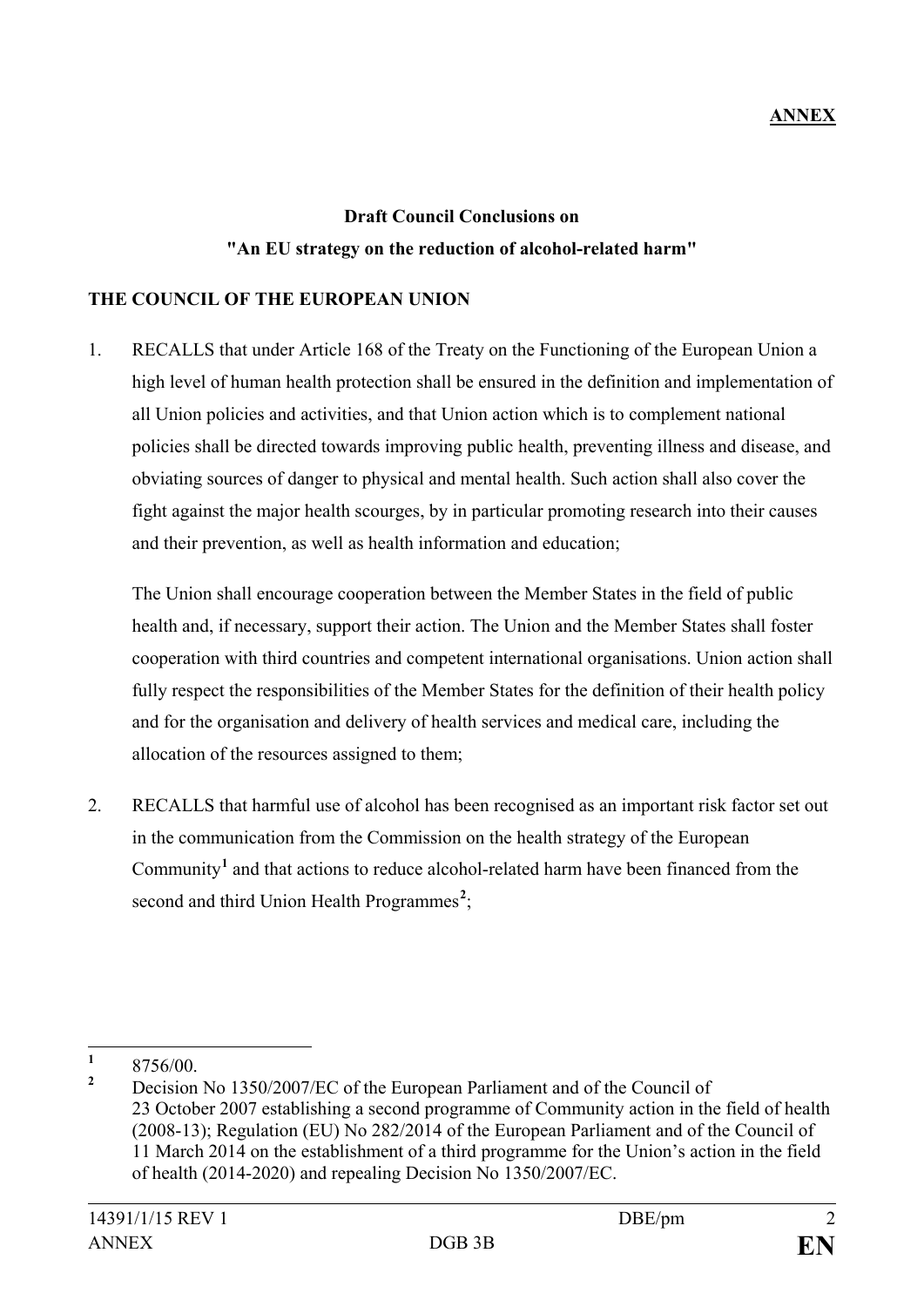**ANNEX**

**Draft Council Conclusions on**
**"An EU strategy on the reduction of alcohol-related harm"**

**THE COUNCIL OF THE EUROPEAN UNION**

1. RECALLS that under Article 168 of the Treaty on the Functioning of the European Union a high level of human health protection shall be ensured in the definition and implementation of all Union policies and activities, and that Union action which is to complement national policies shall be directed towards improving public health, preventing illness and disease, and obviating sources of danger to physical and mental health. Such action shall also cover the fight against the major health scourges, by in particular promoting research into their causes and their prevention, as well as health information and education;

   The Union shall encourage cooperation between the Member States in the field of public health and, if necessary, support their action. The Union and the Member States shall foster cooperation with third countries and competent international organisations. Union action shall fully respect the responsibilities of the Member States for the definition of their health policy and for the organisation and delivery of health services and medical care, including the allocation of the resources assigned to them;

2. RECALLS that harmful use of alcohol has been recognised as an important risk factor set out in the communication from the Commission on the health strategy of the European Community[1] and that actions to reduce alcohol-related harm have been financed from the second and third Union Health Programmes[2];

---

[1] 8756/00.

[2] Decision No 1350/2007/EC of the European Parliament and of the Council of 23 October 2007 establishing a second programme of Community action in the field of health (2008-13); Regulation (EU) No 282/2014 of the European Parliament and of the Council of 11 March 2014 on the establishment of a third programme for the Union's action in the field of health (2014-2020) and repealing Decision No 1350/2007/EC.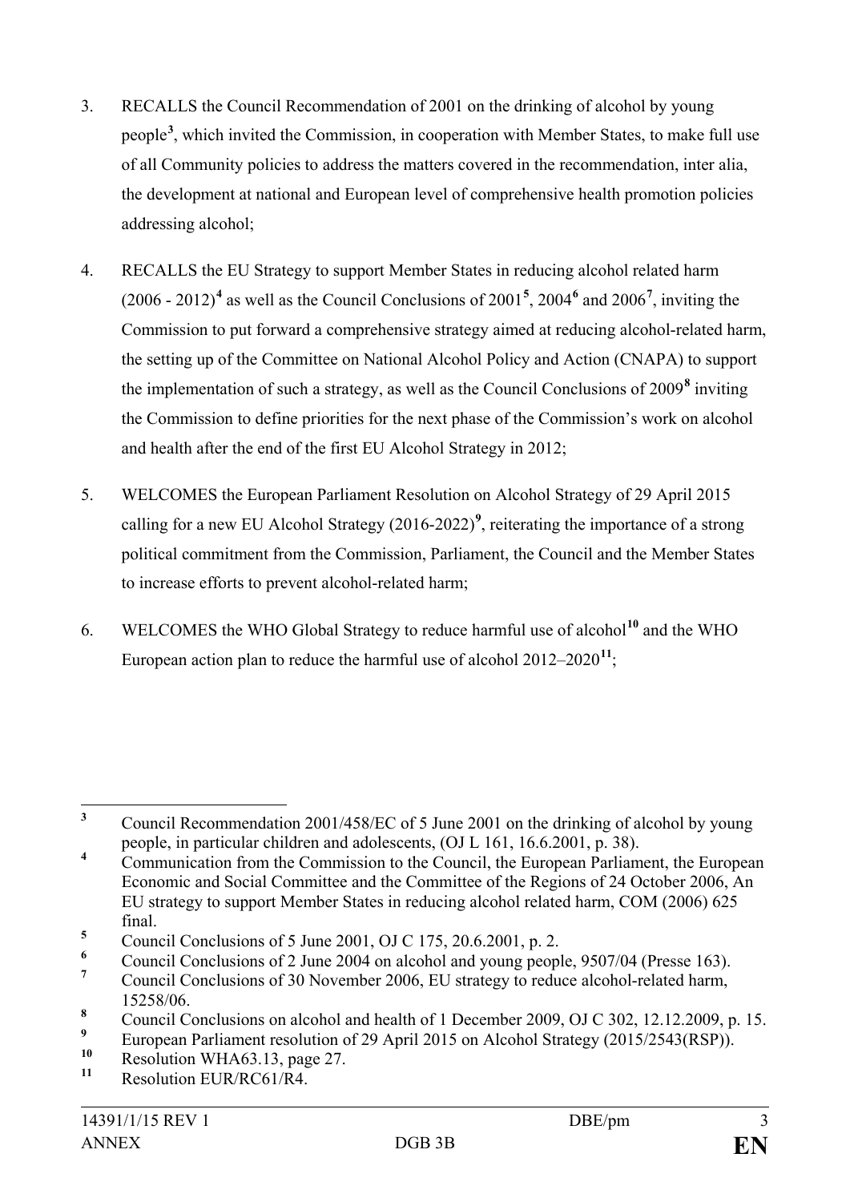3. RECALLS the Council Recommendation of 2001 on the drinking of alcohol by young people[3], which invited the Commission, in cooperation with Member States, to make full use of all Community policies to address the matters covered in the recommendation, inter alia, the development at national and European level of comprehensive health promotion policies addressing alcohol;

4. RECALLS the EU Strategy to support Member States in reducing alcohol related harm (2006 - 2012)[4] as well as the Council Conclusions of 2001[5], 2004[6] and 2006[7], inviting the Commission to put forward a comprehensive strategy aimed at reducing alcohol-related harm, the setting up of the Committee on National Alcohol Policy and Action (CNAPA) to support the implementation of such a strategy, as well as the Council Conclusions of 2009[8] inviting the Commission to define priorities for the next phase of the Commission's work on alcohol and health after the end of the first EU Alcohol Strategy in 2012;

5. WELCOMES the European Parliament Resolution on Alcohol Strategy of 29 April 2015 calling for a new EU Alcohol Strategy (2016-2022)[9], reiterating the importance of a strong political commitment from the Commission, Parliament, the Council and the Member States to increase efforts to prevent alcohol-related harm;

6. WELCOMES the WHO Global Strategy to reduce harmful use of alcohol[10] and the WHO European action plan to reduce the harmful use of alcohol 2012–2020[11];

---

[3] Council Recommendation 2001/458/EC of 5 June 2001 on the drinking of alcohol by young people, in particular children and adolescents, (OJ L 161, 16.6.2001, p. 38).

[4] Communication from the Commission to the Council, the European Parliament, the European Economic and Social Committee and the Committee of the Regions of 24 October 2006, An EU strategy to support Member States in reducing alcohol related harm, COM (2006) 625 final.

[5] Council Conclusions of 5 June 2001, OJ C 175, 20.6.2001, p. 2.

[6] Council Conclusions of 2 June 2004 on alcohol and young people, 9507/04 (Presse 163).

[7] Council Conclusions of 30 November 2006, EU strategy to reduce alcohol-related harm, 15258/06.

[8] Council Conclusions on alcohol and health of 1 December 2009, OJ C 302, 12.12.2009, p. 15.

[9] European Parliament resolution of 29 April 2015 on Alcohol Strategy (2015/2543(RSP)).

[10] Resolution WHA63.13, page 27.

[11] Resolution EUR/RC61/R4.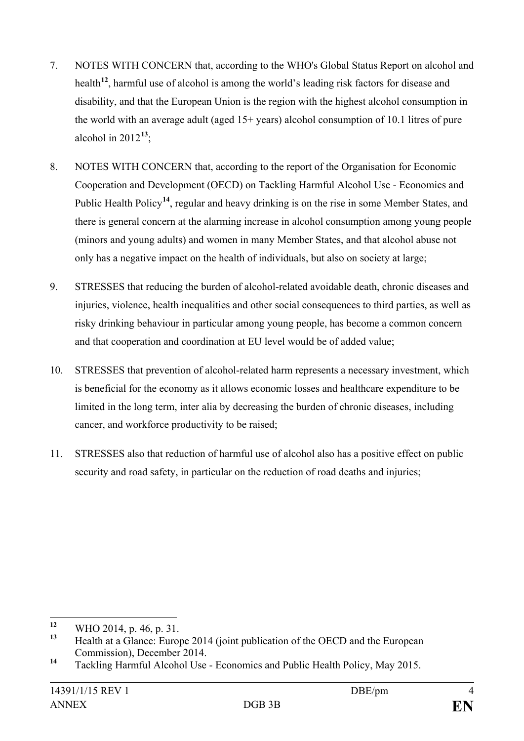7. NOTES WITH CONCERN that, according to the WHO's Global Status Report on alcohol and health[12], harmful use of alcohol is among the world's leading risk factors for disease and disability, and that the European Union is the region with the highest alcohol consumption in the world with an average adult (aged 15+ years) alcohol consumption of 10.1 litres of pure alcohol in 2012[13];

8. NOTES WITH CONCERN that, according to the report of the Organisation for Economic Cooperation and Development (OECD) on Tackling Harmful Alcohol Use - Economics and Public Health Policy[14], regular and heavy drinking is on the rise in some Member States, and there is general concern at the alarming increase in alcohol consumption among young people (minors and young adults) and women in many Member States, and that alcohol abuse not only has a negative impact on the health of individuals, but also on society at large;

9. STRESSES that reducing the burden of alcohol-related avoidable death, chronic diseases and injuries, violence, health inequalities and other social consequences to third parties, as well as risky drinking behaviour in particular among young people, has become a common concern and that cooperation and coordination at EU level would be of added value;

10. STRESSES that prevention of alcohol-related harm represents a necessary investment, which is beneficial for the economy as it allows economic losses and healthcare expenditure to be limited in the long term, inter alia by decreasing the burden of chronic diseases, including cancer, and workforce productivity to be raised;

11. STRESSES also that reduction of harmful use of alcohol also has a positive effect on public security and road safety, in particular on the reduction of road deaths and injuries;

---

[12] WHO 2014, p. 46, p. 31.

[13] Health at a Glance: Europe 2014 (joint publication of the OECD and the European Commission), December 2014.

[14] Tackling Harmful Alcohol Use - Economics and Public Health Policy, May 2015.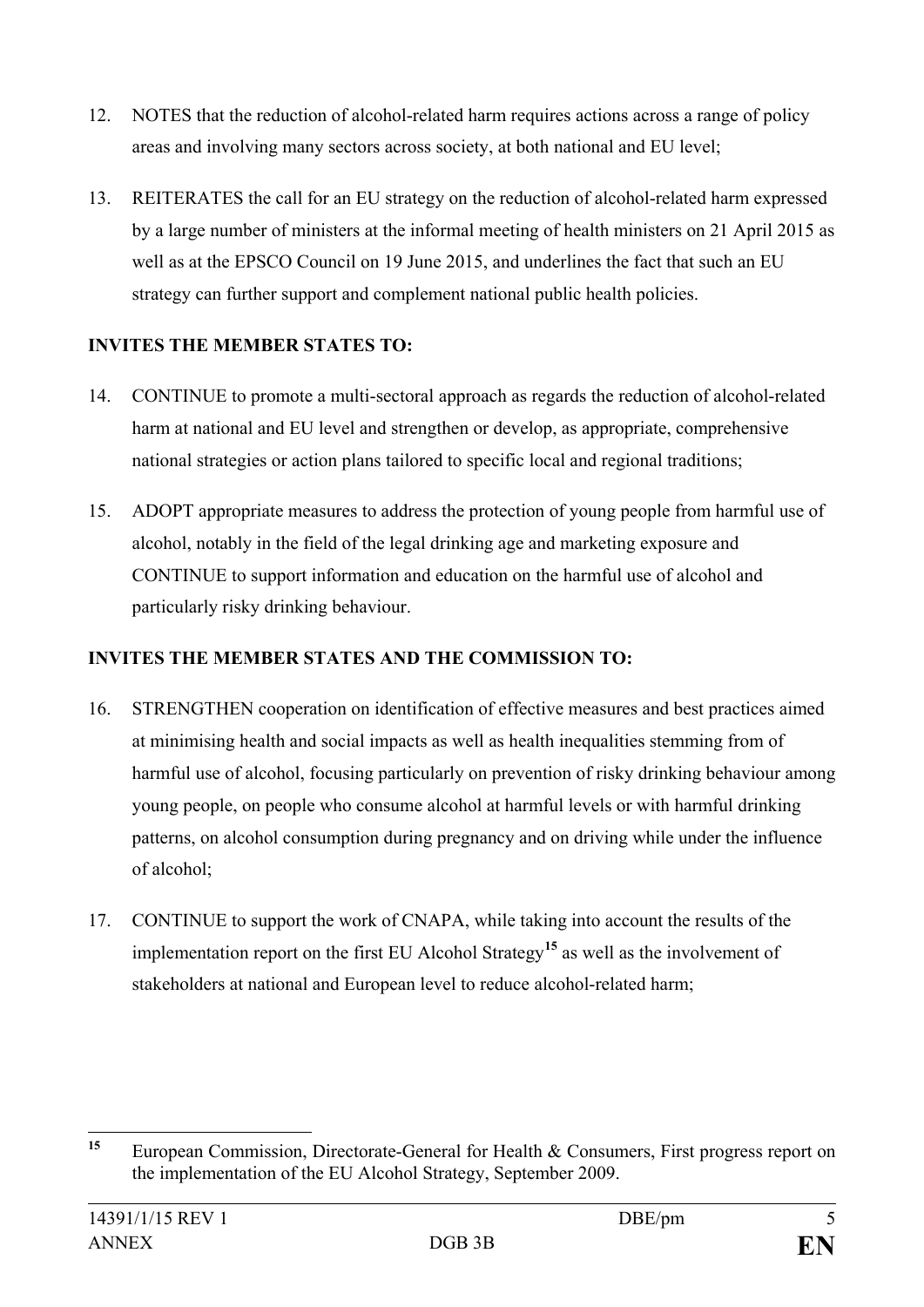12. NOTES that the reduction of alcohol-related harm requires actions across a range of policy areas and involving many sectors across society, at both national and EU level;

13. REITERATES the call for an EU strategy on the reduction of alcohol-related harm expressed by a large number of ministers at the informal meeting of health ministers on 21 April 2015 as well as at the EPSCO Council on 19 June 2015, and underlines the fact that such an EU strategy can further support and complement national public health policies.

**INVITES THE MEMBER STATES TO:**

14. CONTINUE to promote a multi-sectoral approach as regards the reduction of alcohol-related harm at national and EU level and strengthen or develop, as appropriate, comprehensive national strategies or action plans tailored to specific local and regional traditions;

15. ADOPT appropriate measures to address the protection of young people from harmful use of alcohol, notably in the field of the legal drinking age and marketing exposure and CONTINUE to support information and education on the harmful use of alcohol and particularly risky drinking behaviour.

**INVITES THE MEMBER STATES AND THE COMMISSION TO:**

16. STRENGTHEN cooperation on identification of effective measures and best practices aimed at minimising health and social impacts as well as health inequalities stemming from of harmful use of alcohol, focusing particularly on prevention of risky drinking behaviour among young people, on people who consume alcohol at harmful levels or with harmful drinking patterns, on alcohol consumption during pregnancy and on driving while under the influence of alcohol;

17. CONTINUE to support the work of CNAPA, while taking into account the results of the implementation report on the first EU Alcohol Strategy[15] as well as the involvement of stakeholders at national and European level to reduce alcohol-related harm;

---

[15] European Commission, Directorate-General for Health & Consumers, First progress report on the implementation of the EU Alcohol Strategy, September 2009.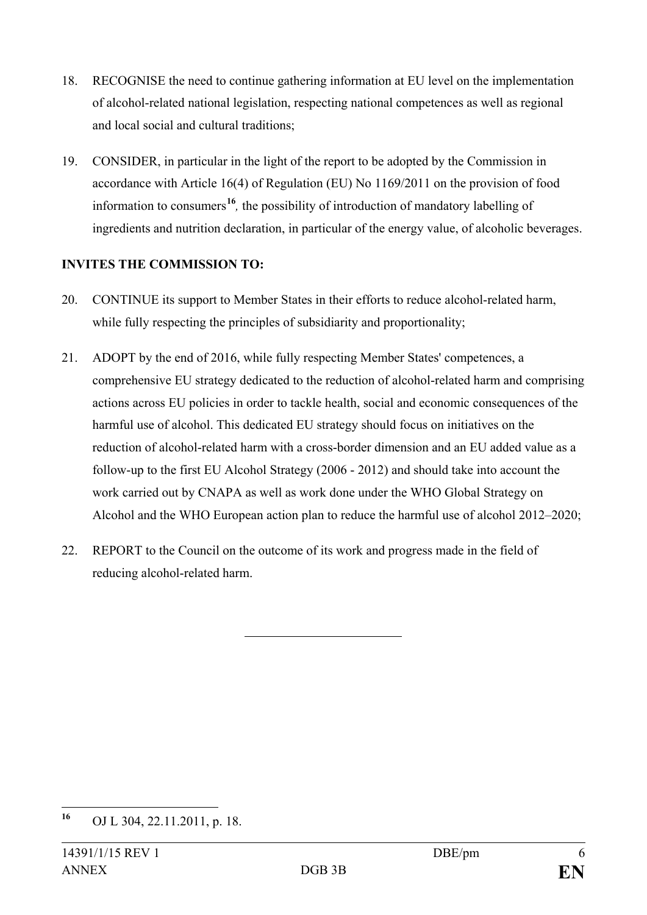18. RECOGNISE the need to continue gathering information at EU level on the implementation of alcohol-related national legislation, respecting national competences as well as regional and local social and cultural traditions;

19. CONSIDER, in particular in the light of the report to be adopted by the Commission in accordance with Article 16(4) of Regulation (EU) No 1169/2011 on the provision of food information to consumers[16], the possibility of introduction of mandatory labelling of ingredients and nutrition declaration, in particular of the energy value, of alcoholic beverages.

**INVITES THE COMMISSION TO:**

20. CONTINUE its support to Member States in their efforts to reduce alcohol-related harm, while fully respecting the principles of subsidiarity and proportionality;

21. ADOPT by the end of 2016, while fully respecting Member States' competences, a comprehensive EU strategy dedicated to the reduction of alcohol-related harm and comprising actions across EU policies in order to tackle health, social and economic consequences of the harmful use of alcohol. This dedicated EU strategy should focus on initiatives on the reduction of alcohol-related harm with a cross-border dimension and an EU added value as a follow-up to the first EU Alcohol Strategy (2006 - 2012) and should take into account the work carried out by CNAPA as well as work done under the WHO Global Strategy on Alcohol and the WHO European action plan to reduce the harmful use of alcohol 2012–2020;

22. REPORT to the Council on the outcome of its work and progress made in the field of reducing alcohol-related harm.

---

[16] OJ L 304, 22.11.2011, p. 18.